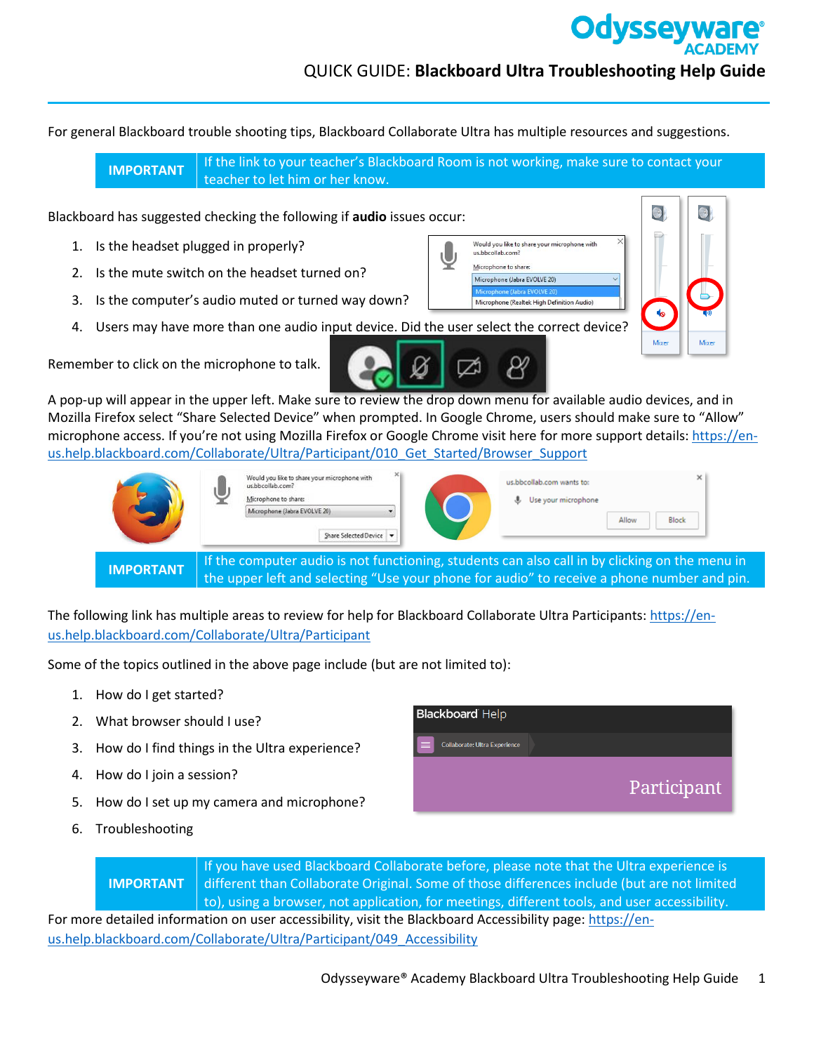# QUICK GUIDE: Blackboard Ultra Troubleshooting Help Guide

For general Blackboard trouble shooting tips, Blackboard Collaborate Ultra has multiple resources and suggestions.

| **IMPORTANT** | If the link to your teacher's Blackboard Room is not working, make sure to contact your teacher to let him or her know. |
|---|---|

Blackboard has suggested checking the following if **audio** issues occur:

1. Is the headset plugged in properly?
2. Is the mute switch on the headset turned on?
3. Is the computer's audio muted or turned way down?
4. Users may have more than one audio input device. Did the user select the correct device?

Remember to click on the microphone to talk.

A pop-up will appear in the upper left. Make sure to review the drop down menu for available audio devices, and in Mozilla Firefox select "Share Selected Device" when prompted. In Google Chrome, users should make sure to "Allow" microphone access. If you're not using Mozilla Firefox or Google Chrome visit here for more support details: [https://en-us.help.blackboard.com/Collaborate/Ultra/Participant/010_Get_Started/Browser_Support](https://en-us.help.blackboard.com/Collaborate/Ultra/Participant/010_Get_Started/Browser_Support)

| **IMPORTANT** | If the computer audio is not functioning, students can also call in by clicking on the menu in the upper left and selecting "Use your phone for audio" to receive a phone number and pin. |
|---|---|

The following link has multiple areas to review for help for Blackboard Collaborate Ultra Participants: [https://en-us.help.blackboard.com/Collaborate/Ultra/Participant](https://en-us.help.blackboard.com/Collaborate/Ultra/Participant)

Some of the topics outlined in the above page include (but are not limited to):

1. How do I get started?
2. What browser should I use?
3. How do I find things in the Ultra experience?
4. How do I join a session?
5. How do I set up my camera and microphone?
6. Troubleshooting

| **IMPORTANT** | If you have used Blackboard Collaborate before, please note that the Ultra experience is different than Collaborate Original. Some of those differences include (but are not limited to), using a browser, not application, for meetings, different tools, and user accessibility. |
|---|---|

For more detailed information on user accessibility, visit the Blackboard Accessibility page: [https://en-us.help.blackboard.com/Collaborate/Ultra/Participant/049_Accessibility](https://en-us.help.blackboard.com/Collaborate/Ultra/Participant/049_Accessibility)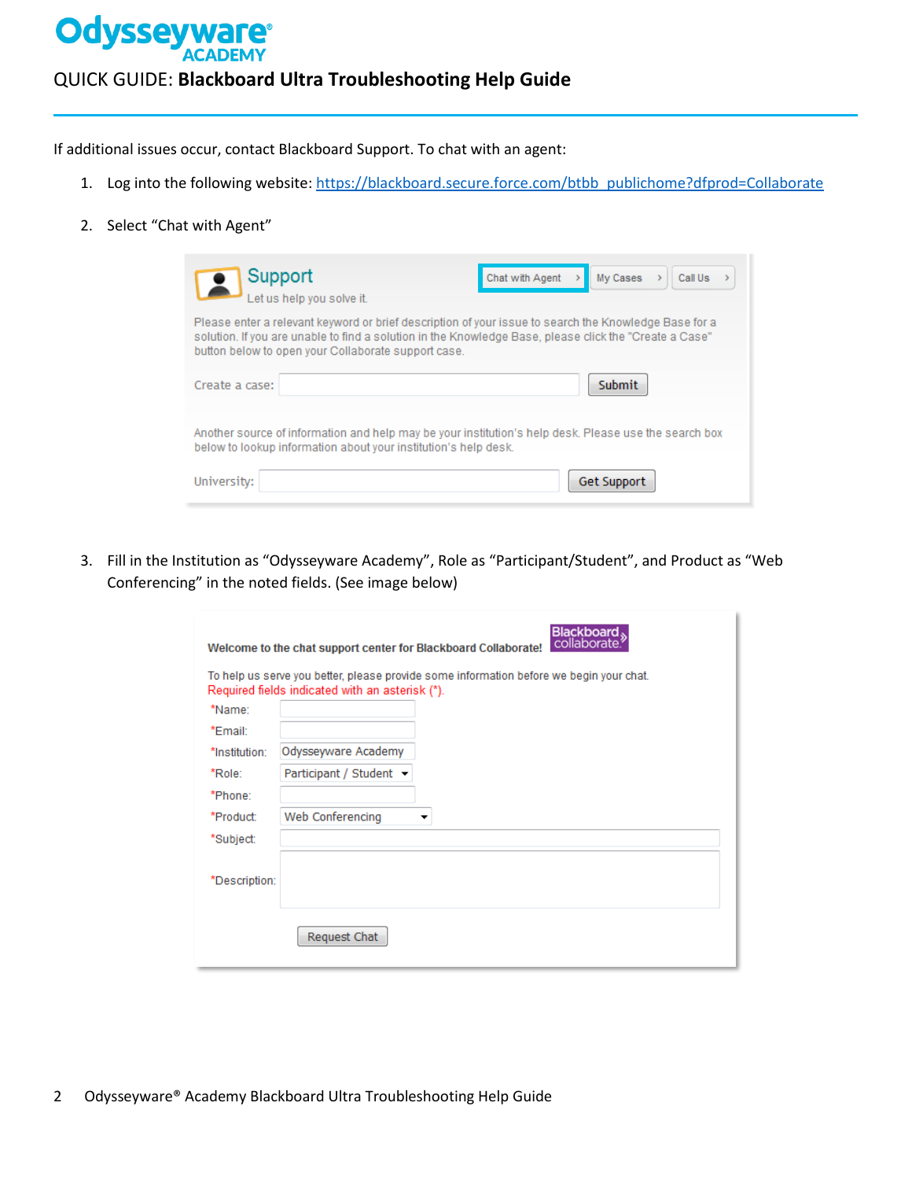QUICK GUIDE: **Blackboard Ultra Troubleshooting Help Guide**

If additional issues occur, contact Blackboard Support. To chat with an agent:

1. Log into the following website: [https://blackboard.secure.force.com/btbb_publichome?dfprod=Collaborate](https://blackboard.secure.force.com/btbb_publichome?dfprod=Collaborate)

2. Select "Chat with Agent"

3. Fill in the Institution as "Odysseyware Academy", Role as "Participant/Student", and Product as "Web Conferencing" in the noted fields. (See image below)